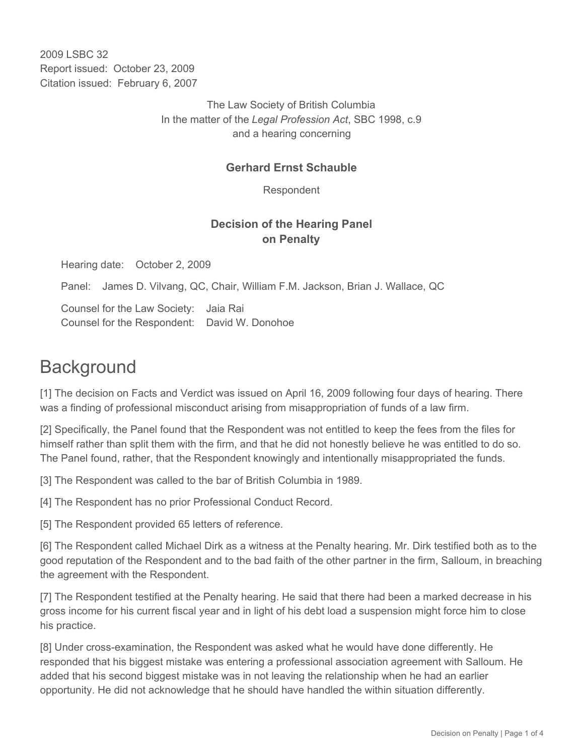2009 LSBC 32
Report issued: October 23, 2009
Citation issued: February 6, 2007

The Law Society of British Columbia
In the matter of the *Legal Profession Act*, SBC 1998, c.9
and a hearing concerning

**Gerhard Ernst Schauble**

Respondent

**Decision of the Hearing Panel on Penalty**

Hearing date: October 2, 2009

Panel: James D. Vilvang, QC, Chair, William F.M. Jackson, Brian J. Wallace, QC

Counsel for the Law Society: Jaia Rai
Counsel for the Respondent: David W. Donohoe

# Background

[1] The decision on Facts and Verdict was issued on April 16, 2009 following four days of hearing. There was a finding of professional misconduct arising from misappropriation of funds of a law firm.

[2] Specifically, the Panel found that the Respondent was not entitled to keep the fees from the files for himself rather than split them with the firm, and that he did not honestly believe he was entitled to do so. The Panel found, rather, that the Respondent knowingly and intentionally misappropriated the funds.

[3] The Respondent was called to the bar of British Columbia in 1989.

[4] The Respondent has no prior Professional Conduct Record.

[5] The Respondent provided 65 letters of reference.

[6] The Respondent called Michael Dirk as a witness at the Penalty hearing. Mr. Dirk testified both as to the good reputation of the Respondent and to the bad faith of the other partner in the firm, Salloum, in breaching the agreement with the Respondent.

[7] The Respondent testified at the Penalty hearing. He said that there had been a marked decrease in his gross income for his current fiscal year and in light of his debt load a suspension might force him to close his practice.

[8] Under cross-examination, the Respondent was asked what he would have done differently. He responded that his biggest mistake was entering a professional association agreement with Salloum. He added that his second biggest mistake was in not leaving the relationship when he had an earlier opportunity. He did not acknowledge that he should have handled the within situation differently.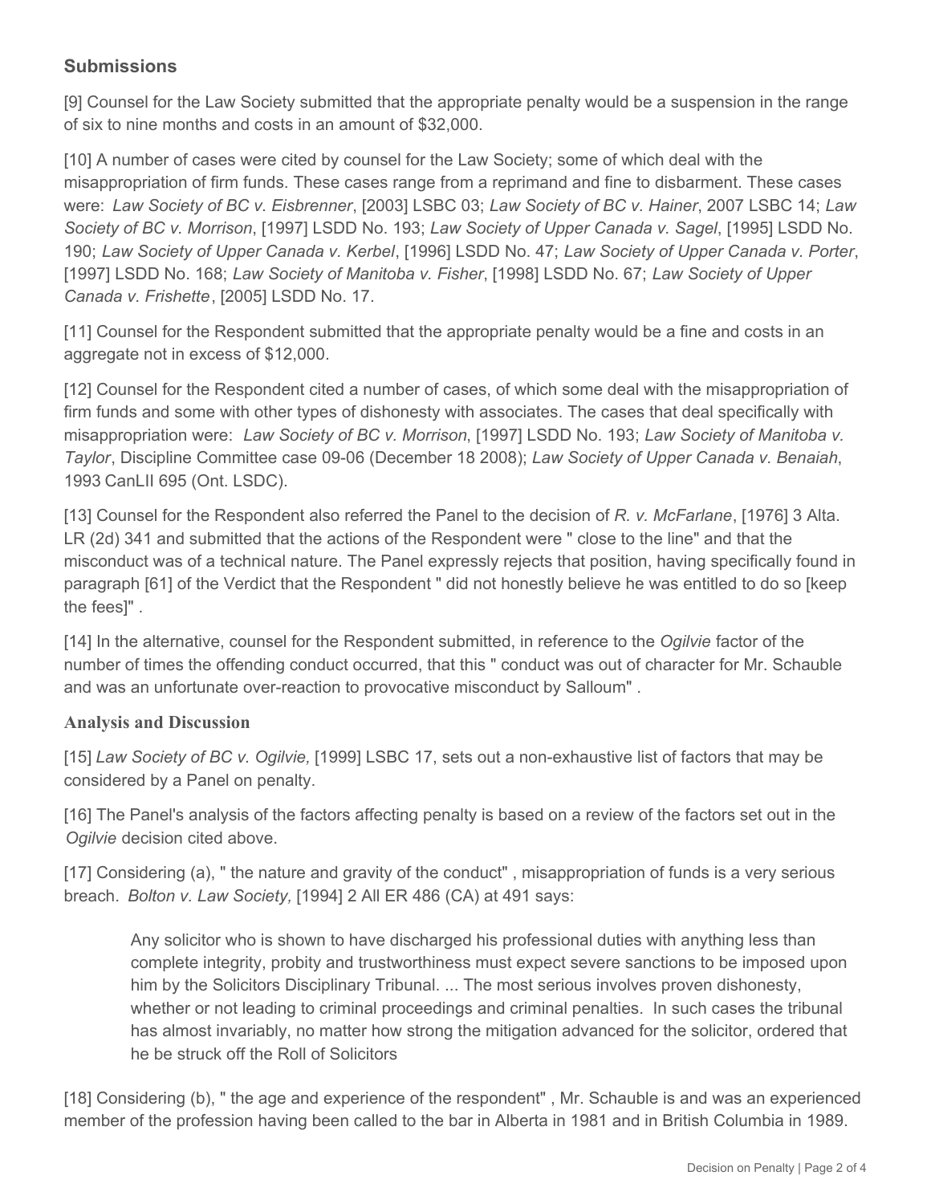## Submissions

[9] Counsel for the Law Society submitted that the appropriate penalty would be a suspension in the range of six to nine months and costs in an amount of $32,000.

[10] A number of cases were cited by counsel for the Law Society; some of which deal with the misappropriation of firm funds. These cases range from a reprimand and fine to disbarment. These cases were: *Law Society of BC v. Eisbrenner*, [2003] LSBC 03; *Law Society of BC v. Hainer*, 2007 LSBC 14; *Law Society of BC v. Morrison*, [1997] LSDD No. 193; *Law Society of Upper Canada v. Sagel*, [1995] LSDD No. 190; *Law Society of Upper Canada v. Kerbel*, [1996] LSDD No. 47; *Law Society of Upper Canada v. Porter*, [1997] LSDD No. 168; *Law Society of Manitoba v. Fisher*, [1998] LSDD No. 67; *Law Society of Upper Canada v. Frishette*, [2005] LSDD No. 17.

[11] Counsel for the Respondent submitted that the appropriate penalty would be a fine and costs in an aggregate not in excess of $12,000.

[12] Counsel for the Respondent cited a number of cases, of which some deal with the misappropriation of firm funds and some with other types of dishonesty with associates. The cases that deal specifically with misappropriation were: *Law Society of BC v. Morrison*, [1997] LSDD No. 193; *Law Society of Manitoba v. Taylor*, Discipline Committee case 09-06 (December 18 2008); *Law Society of Upper Canada v. Benaiah*, 1993 CanLII 695 (Ont. LSDC).

[13] Counsel for the Respondent also referred the Panel to the decision of *R. v. McFarlane*, [1976] 3 Alta. LR (2d) 341 and submitted that the actions of the Respondent were " close to the line" and that the misconduct was of a technical nature. The Panel expressly rejects that position, having specifically found in paragraph [61] of the Verdict that the Respondent " did not honestly believe he was entitled to do so [keep the fees]" .

[14] In the alternative, counsel for the Respondent submitted, in reference to the *Ogilvie* factor of the number of times the offending conduct occurred, that this " conduct was out of character for Mr. Schauble and was an unfortunate over-reaction to provocative misconduct by Salloum" .

## Analysis and Discussion

[15] *Law Society of BC v. Ogilvie,* [1999] LSBC 17, sets out a non-exhaustive list of factors that may be considered by a Panel on penalty.

[16] The Panel's analysis of the factors affecting penalty is based on a review of the factors set out in the *Ogilvie* decision cited above.

[17] Considering (a), " the nature and gravity of the conduct" , misappropriation of funds is a very serious breach. *Bolton v. Law Society,* [1994] 2 All ER 486 (CA) at 491 says:

> Any solicitor who is shown to have discharged his professional duties with anything less than complete integrity, probity and trustworthiness must expect severe sanctions to be imposed upon him by the Solicitors Disciplinary Tribunal. ... The most serious involves proven dishonesty, whether or not leading to criminal proceedings and criminal penalties. In such cases the tribunal has almost invariably, no matter how strong the mitigation advanced for the solicitor, ordered that he be struck off the Roll of Solicitors

[18] Considering (b), " the age and experience of the respondent" , Mr. Schauble is and was an experienced member of the profession having been called to the bar in Alberta in 1981 and in British Columbia in 1989.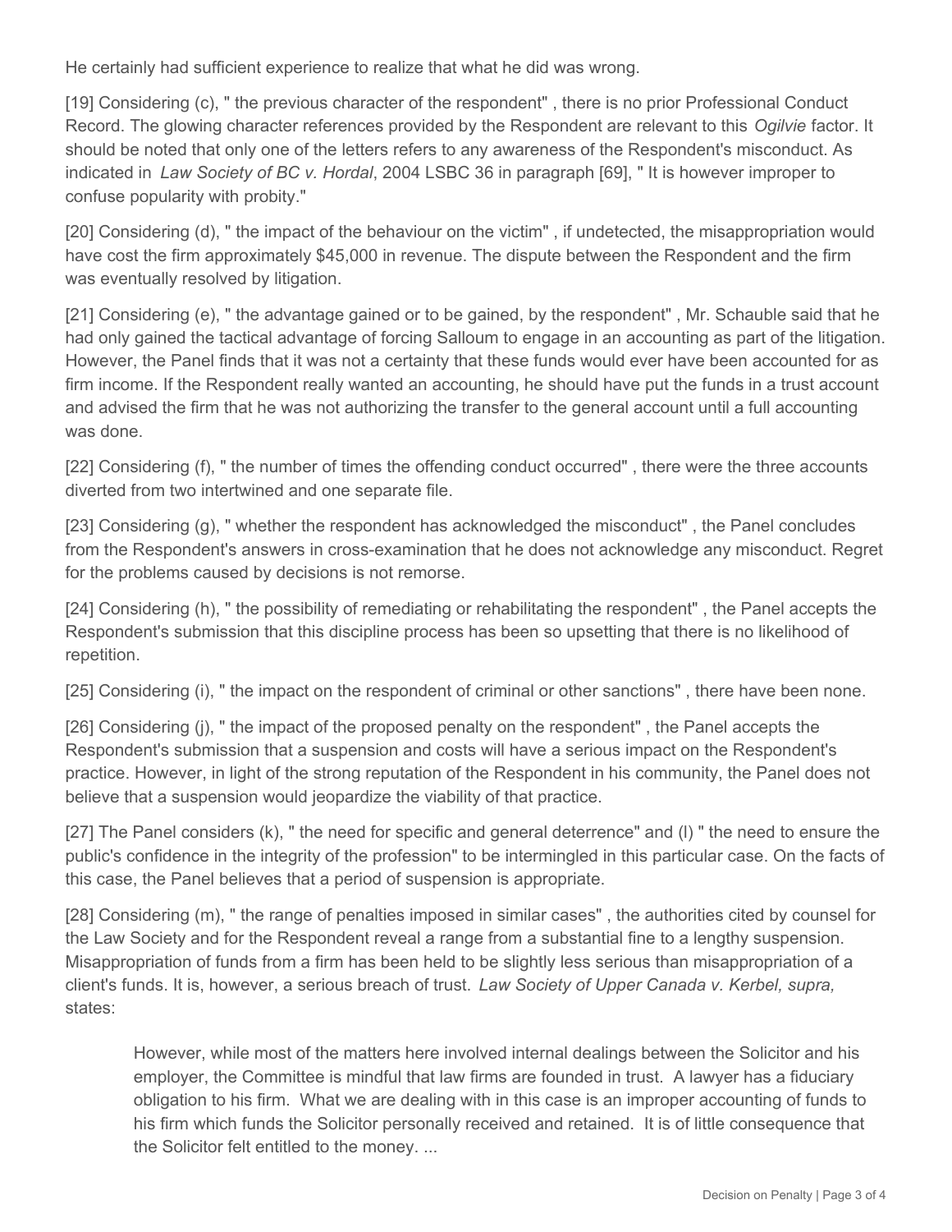He certainly had sufficient experience to realize that what he did was wrong.

[19] Considering (c), " the previous character of the respondent" , there is no prior Professional Conduct Record. The glowing character references provided by the Respondent are relevant to this *Ogilvie* factor. It should be noted that only one of the letters refers to any awareness of the Respondent's misconduct. As indicated in *Law Society of BC v. Hordal*, 2004 LSBC 36 in paragraph [69], " It is however improper to confuse popularity with probity."

[20] Considering (d), " the impact of the behaviour on the victim" , if undetected, the misappropriation would have cost the firm approximately $45,000 in revenue. The dispute between the Respondent and the firm was eventually resolved by litigation.

[21] Considering (e), " the advantage gained or to be gained, by the respondent" , Mr. Schauble said that he had only gained the tactical advantage of forcing Salloum to engage in an accounting as part of the litigation. However, the Panel finds that it was not a certainty that these funds would ever have been accounted for as firm income. If the Respondent really wanted an accounting, he should have put the funds in a trust account and advised the firm that he was not authorizing the transfer to the general account until a full accounting was done.

[22] Considering (f), " the number of times the offending conduct occurred" , there were the three accounts diverted from two intertwined and one separate file.

[23] Considering (g), " whether the respondent has acknowledged the misconduct" , the Panel concludes from the Respondent's answers in cross-examination that he does not acknowledge any misconduct. Regret for the problems caused by decisions is not remorse.

[24] Considering (h), " the possibility of remediating or rehabilitating the respondent" , the Panel accepts the Respondent's submission that this discipline process has been so upsetting that there is no likelihood of repetition.

[25] Considering (i), " the impact on the respondent of criminal or other sanctions" , there have been none.

[26] Considering (j), " the impact of the proposed penalty on the respondent" , the Panel accepts the Respondent's submission that a suspension and costs will have a serious impact on the Respondent's practice. However, in light of the strong reputation of the Respondent in his community, the Panel does not believe that a suspension would jeopardize the viability of that practice.

[27] The Panel considers (k), " the need for specific and general deterrence" and (l) " the need to ensure the public's confidence in the integrity of the profession" to be intermingled in this particular case. On the facts of this case, the Panel believes that a period of suspension is appropriate.

[28] Considering (m), " the range of penalties imposed in similar cases" , the authorities cited by counsel for the Law Society and for the Respondent reveal a range from a substantial fine to a lengthy suspension. Misappropriation of funds from a firm has been held to be slightly less serious than misappropriation of a client's funds. It is, however, a serious breach of trust. *Law Society of Upper Canada v. Kerbel, supra,* states:

> However, while most of the matters here involved internal dealings between the Solicitor and his employer, the Committee is mindful that law firms are founded in trust. A lawyer has a fiduciary obligation to his firm. What we are dealing with in this case is an improper accounting of funds to his firm which funds the Solicitor personally received and retained. It is of little consequence that the Solicitor felt entitled to the money. ...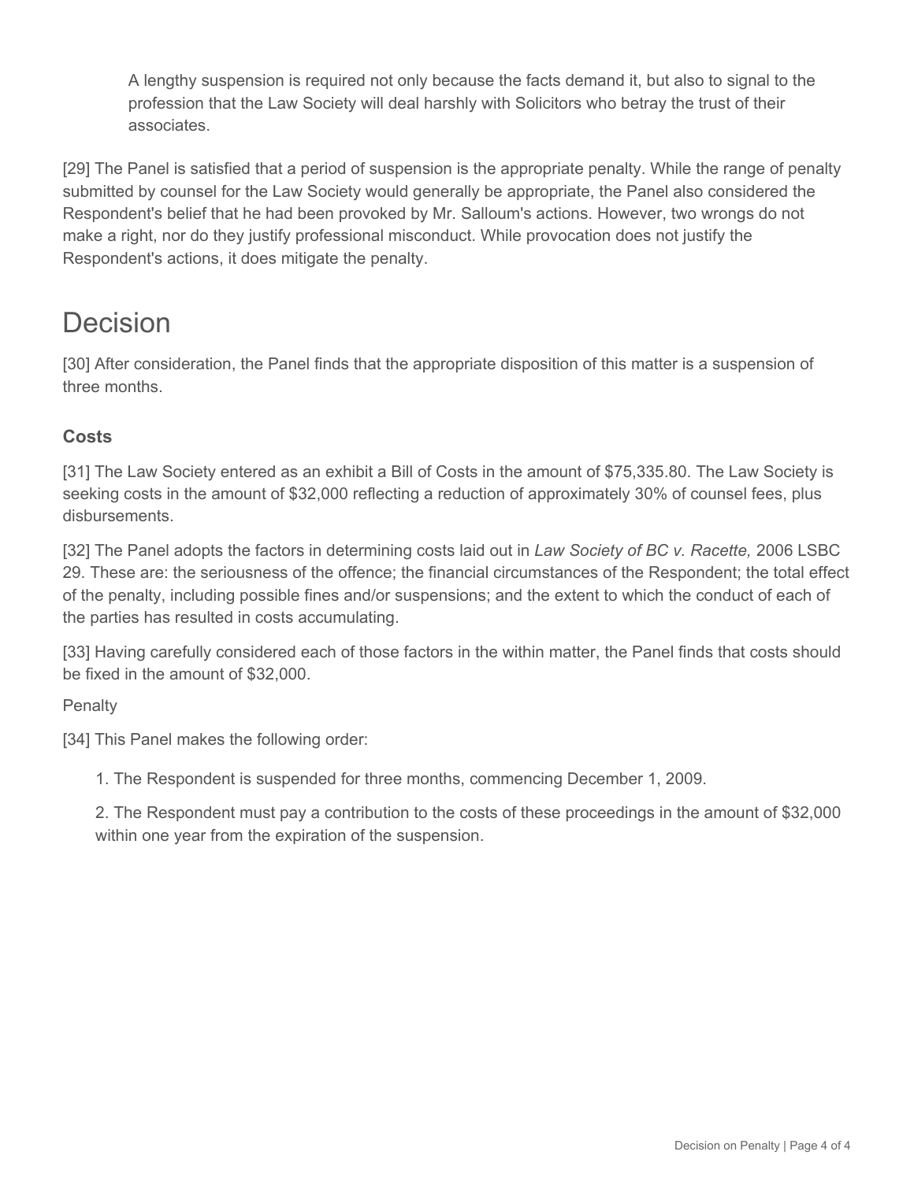> A lengthy suspension is required not only because the facts demand it, but also to signal to the profession that the Law Society will deal harshly with Solicitors who betray the trust of their associates.

[29] The Panel is satisfied that a period of suspension is the appropriate penalty. While the range of penalty submitted by counsel for the Law Society would generally be appropriate, the Panel also considered the Respondent's belief that he had been provoked by Mr. Salloum's actions. However, two wrongs do not make a right, nor do they justify professional misconduct. While provocation does not justify the Respondent's actions, it does mitigate the penalty.

# Decision

[30] After consideration, the Panel finds that the appropriate disposition of this matter is a suspension of three months.

### Costs

[31] The Law Society entered as an exhibit a Bill of Costs in the amount of $75,335.80. The Law Society is seeking costs in the amount of $32,000 reflecting a reduction of approximately 30% of counsel fees, plus disbursements.

[32] The Panel adopts the factors in determining costs laid out in *Law Society of BC v. Racette,* 2006 LSBC 29. These are: the seriousness of the offence; the financial circumstances of the Respondent; the total effect of the penalty, including possible fines and/or suspensions; and the extent to which the conduct of each of the parties has resulted in costs accumulating.

[33] Having carefully considered each of those factors in the within matter, the Panel finds that costs should be fixed in the amount of $32,000.

Penalty

[34] This Panel makes the following order:

1. The Respondent is suspended for three months, commencing December 1, 2009.
2. The Respondent must pay a contribution to the costs of these proceedings in the amount of $32,000 within one year from the expiration of the suspension.